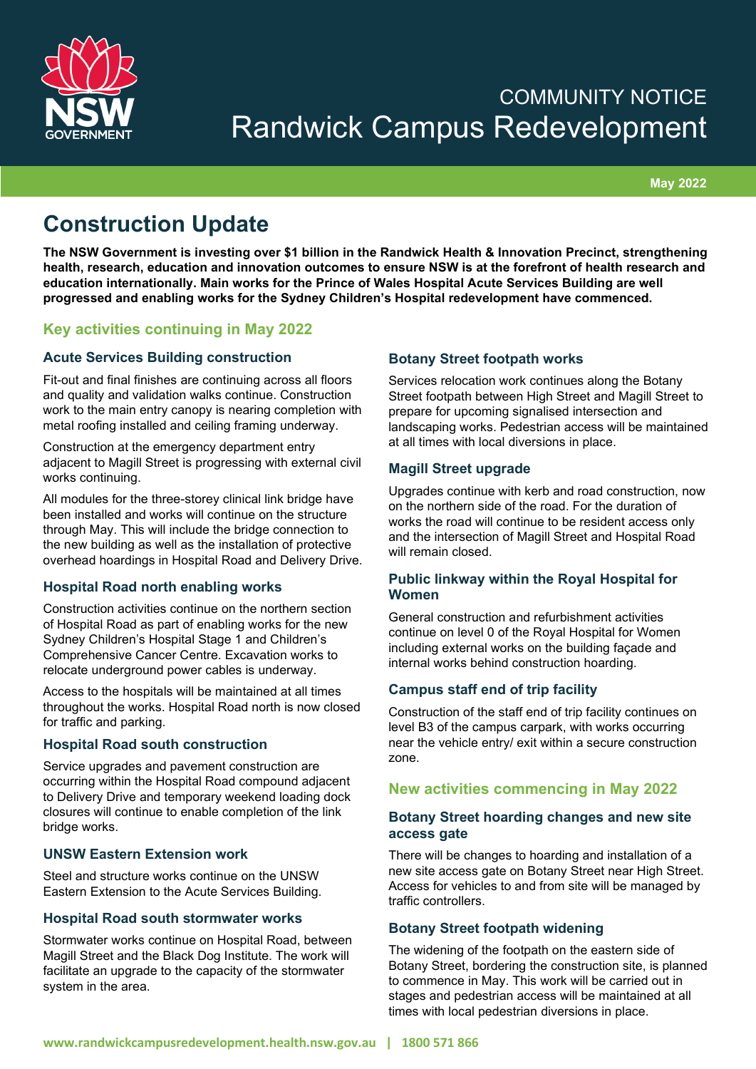COMMUNITY NOTICE

# Randwick Campus Redevelopment

May 2022

## Construction Update

**The NSW Government is investing over $1 billion in the Randwick Health & Innovation Precinct, strengthening health, research, education and innovation outcomes to ensure NSW is at the forefront of health research and education internationally. Main works for the Prince of Wales Hospital Acute Services Building are well progressed and enabling works for the Sydney Children's Hospital redevelopment have commenced.**

### Key activities continuing in May 2022

#### Acute Services Building construction

Fit-out and final finishes are continuing across all floors and quality and validation walks continue. Construction work to the main entry canopy is nearing completion with metal roofing installed and ceiling framing underway.

Construction at the emergency department entry adjacent to Magill Street is progressing with external civil works continuing.

All modules for the three-storey clinical link bridge have been installed and works will continue on the structure through May. This will include the bridge connection to the new building as well as the installation of protective overhead hoardings in Hospital Road and Delivery Drive.

#### Hospital Road north enabling works

Construction activities continue on the northern section of Hospital Road as part of enabling works for the new Sydney Children's Hospital Stage 1 and Children's Comprehensive Cancer Centre. Excavation works to relocate underground power cables is underway.

Access to the hospitals will be maintained at all times throughout the works. Hospital Road north is now closed for traffic and parking.

#### Hospital Road south construction

Service upgrades and pavement construction are occurring within the Hospital Road compound adjacent to Delivery Drive and temporary weekend loading dock closures will continue to enable completion of the link bridge works.

#### UNSW Eastern Extension work

Steel and structure works continue on the UNSW Eastern Extension to the Acute Services Building.

#### Hospital Road south stormwater works

Stormwater works continue on Hospital Road, between Magill Street and the Black Dog Institute. The work will facilitate an upgrade to the capacity of the stormwater system in the area.

#### Botany Street footpath works

Services relocation work continues along the Botany Street footpath between High Street and Magill Street to prepare for upcoming signalised intersection and landscaping works. Pedestrian access will be maintained at all times with local diversions in place.

#### Magill Street upgrade

Upgrades continue with kerb and road construction, now on the northern side of the road. For the duration of works the road will continue to be resident access only and the intersection of Magill Street and Hospital Road will remain closed.

#### Public linkway within the Royal Hospital for Women

General construction and refurbishment activities continue on level 0 of the Royal Hospital for Women including external works on the building façade and internal works behind construction hoarding.

#### Campus staff end of trip facility

Construction of the staff end of trip facility continues on level B3 of the campus carpark, with works occurring near the vehicle entry/ exit within a secure construction zone.

### New activities commencing in May 2022

#### Botany Street hoarding changes and new site access gate

There will be changes to hoarding and installation of a new site access gate on Botany Street near High Street. Access for vehicles to and from site will be managed by traffic controllers.

#### Botany Street footpath widening

The widening of the footpath on the eastern side of Botany Street, bordering the construction site, is planned to commence in May. This work will be carried out in stages and pedestrian access will be maintained at all times with local pedestrian diversions in place.

www.randwickcampusredevelopment.health.nsw.gov.au | 1800 571 866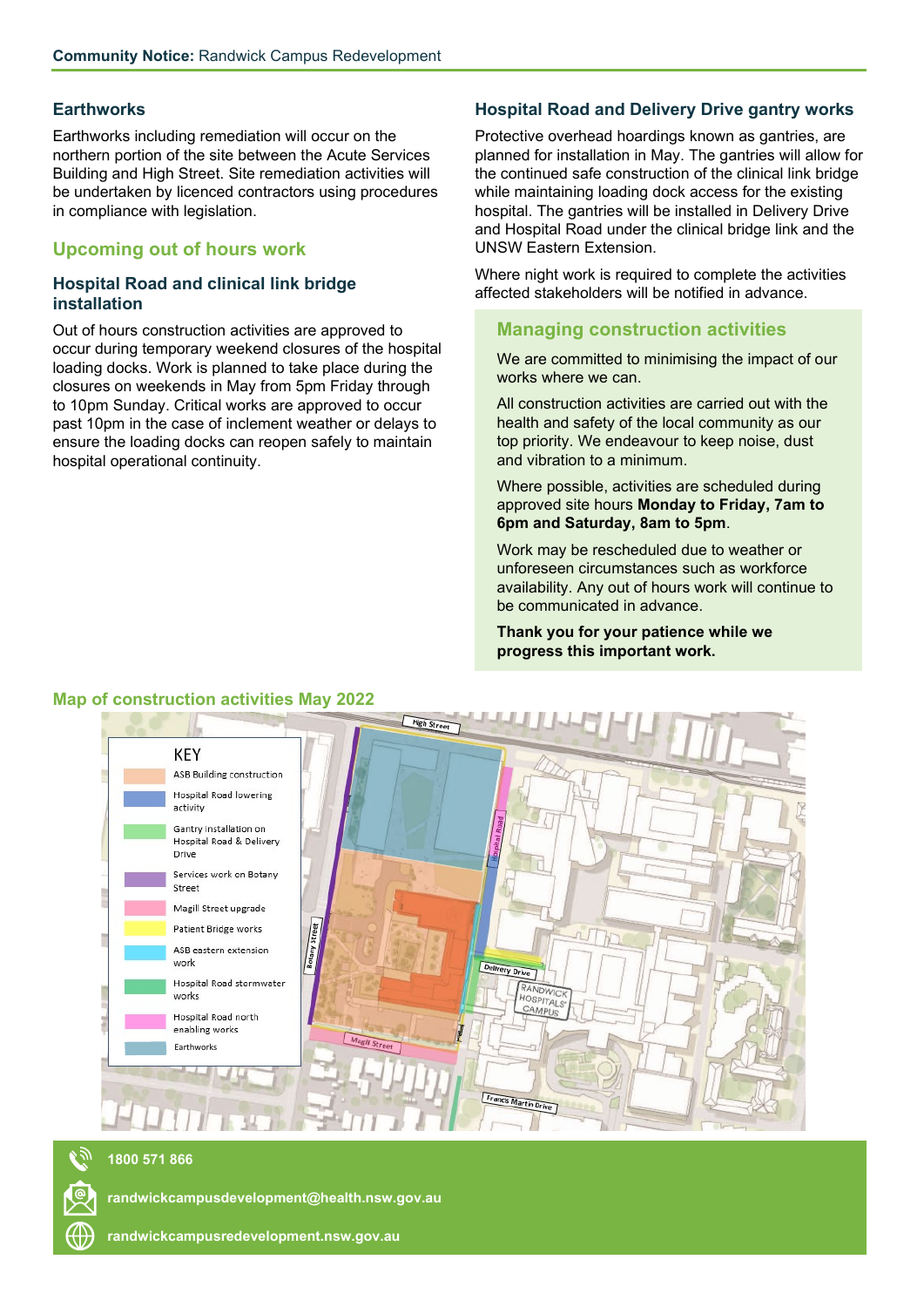## Earthworks

Earthworks including remediation will occur on the northern portion of the site between the Acute Services Building and High Street. Site remediation activities will be undertaken by licenced contractors using procedures in compliance with legislation.

## Upcoming out of hours work

### Hospital Road and clinical link bridge installation

Out of hours construction activities are approved to occur during temporary weekend closures of the hospital loading docks. Work is planned to take place during the closures on weekends in May from 5pm Friday through to 10pm Sunday. Critical works are approved to occur past 10pm in the case of inclement weather or delays to ensure the loading docks can reopen safely to maintain hospital operational continuity.

### Hospital Road and Delivery Drive gantry works

Protective overhead hoardings known as gantries, are planned for installation in May. The gantries will allow for the continued safe construction of the clinical link bridge while maintaining loading dock access for the existing hospital. The gantries will be installed in Delivery Drive and Hospital Road under the clinical bridge link and the UNSW Eastern Extension.

Where night work is required to complete the activities affected stakeholders will be notified in advance.

## Managing construction activities

We are committed to minimising the impact of our works where we can.

All construction activities are carried out with the health and safety of the local community as our top priority. We endeavour to keep noise, dust and vibration to a minimum.

Where possible, activities are scheduled during approved site hours **Monday to Friday, 7am to 6pm and Saturday, 8am to 5pm**.

Work may be rescheduled due to weather or unforeseen circumstances such as workforce availability. Any out of hours work will continue to be communicated in advance.

**Thank you for your patience while we progress this important work.**

## Map of construction activities May 2022

KEY
ASB Building construction
Hospital Road lowering activity
Gantry installation on Hospital Road & Delivery Drive
Services work on Botany Street
Magill Street upgrade
Patient Bridge works
ASB eastern extension work
Hospital Road stormwater works
Hospital Road north enabling works
Earthworks

High Street
Hospital Road
Botany Street
Delivery Drive
RANDWICK HOSPITALS' CAMPUS
Magill Street
Francis Martin Drive

1800 571 866

randwickcampusdevelopment@health.nsw.gov.au

randwickcampusredevelopment.nsw.gov.au